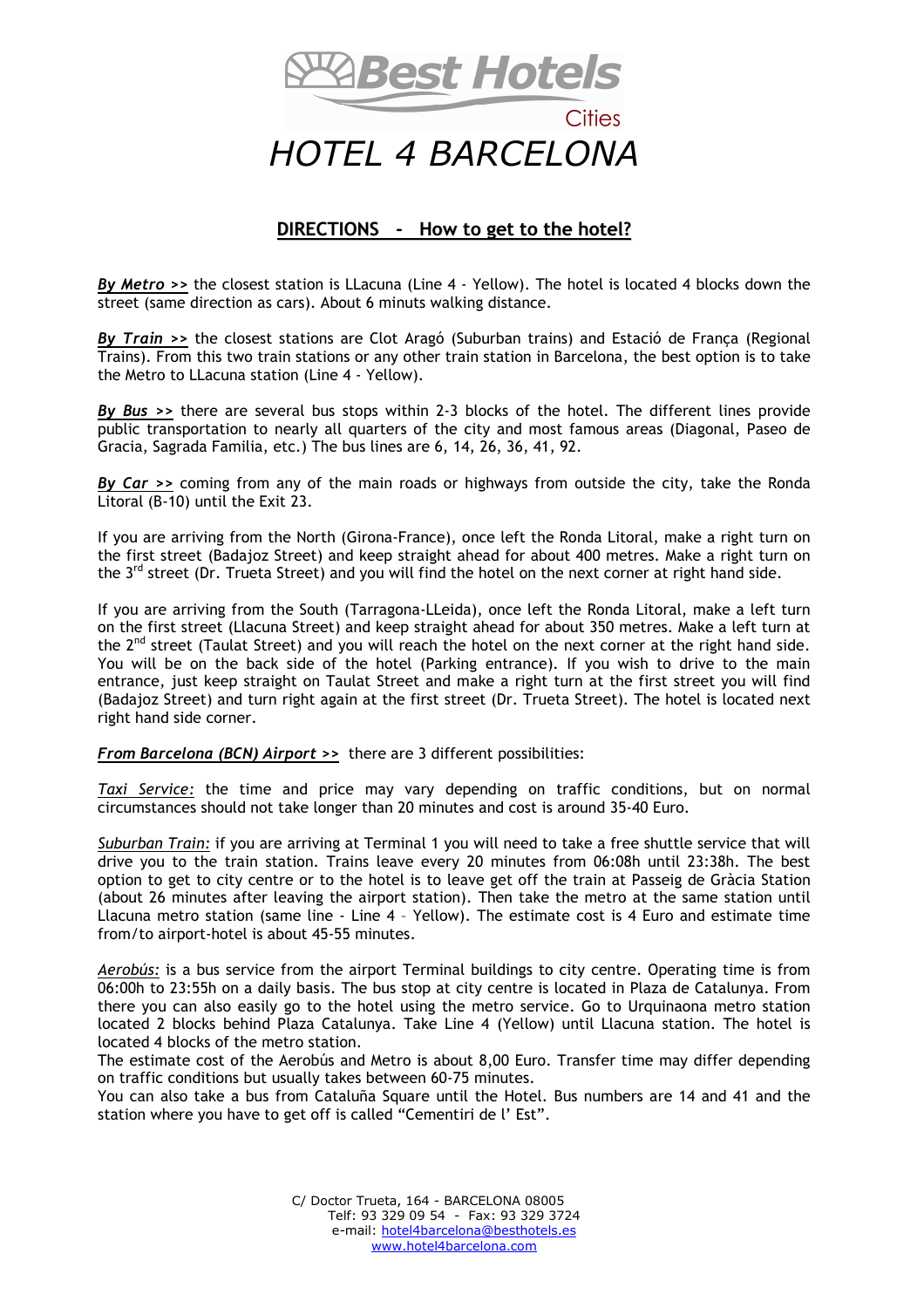Best Hotels

Cities

# HOTEL 4 BARCELONA

## DIRECTIONS - How to get to the hotel?

***By Metro >>*** the closest station is LLacuna (Line 4 - Yellow). The hotel is located 4 blocks down the street (same direction as cars). About 6 minuts walking distance.

***By Train >>*** the closest stations are Clot Aragó (Suburban trains) and Estació de França (Regional Trains). From this two train stations or any other train station in Barcelona, the best option is to take the Metro to LLacuna station (Line 4 - Yellow).

***By Bus >>*** there are several bus stops within 2-3 blocks of the hotel. The different lines provide public transportation to nearly all quarters of the city and most famous areas (Diagonal, Paseo de Gracia, Sagrada Familia, etc.) The bus lines are 6, 14, 26, 36, 41, 92.

***By Car >>*** coming from any of the main roads or highways from outside the city, take the Ronda Litoral (B-10) until the Exit 23.

If you are arriving from the North (Girona-France), once left the Ronda Litoral, make a right turn on the first street (Badajoz Street) and keep straight ahead for about 400 metres. Make a right turn on the 3rd street (Dr. Trueta Street) and you will find the hotel on the next corner at right hand side.

If you are arriving from the South (Tarragona-LLeida), once left the Ronda Litoral, make a left turn on the first street (Llacuna Street) and keep straight ahead for about 350 metres. Make a left turn at the 2nd street (Taulat Street) and you will reach the hotel on the next corner at the right hand side. You will be on the back side of the hotel (Parking entrance). If you wish to drive to the main entrance, just keep straight on Taulat Street and make a right turn at the first street you will find (Badajoz Street) and turn right again at the first street (Dr. Trueta Street). The hotel is located next right hand side corner.

***From Barcelona (BCN) Airport >>*** there are 3 different possibilities:

*Taxi Service:* the time and price may vary depending on traffic conditions, but on normal circumstances should not take longer than 20 minutes and cost is around 35-40 Euro.

*Suburban Train:* if you are arriving at Terminal 1 you will need to take a free shuttle service that will drive you to the train station. Trains leave every 20 minutes from 06:08h until 23:38h. The best option to get to city centre or to the hotel is to leave get off the train at Passeig de Gràcia Station (about 26 minutes after leaving the airport station). Then take the metro at the same station until Llacuna metro station (same line - Line 4 – Yellow). The estimate cost is 4 Euro and estimate time from/to airport-hotel is about 45-55 minutes.

*Aerobús:* is a bus service from the airport Terminal buildings to city centre. Operating time is from 06:00h to 23:55h on a daily basis. The bus stop at city centre is located in Plaza de Catalunya. From there you can also easily go to the hotel using the metro service. Go to Urquinaona metro station located 2 blocks behind Plaza Catalunya. Take Line 4 (Yellow) until Llacuna station. The hotel is located 4 blocks of the metro station.
The estimate cost of the Aerobús and Metro is about 8,00 Euro. Transfer time may differ depending on traffic conditions but usually takes between 60-75 minutes.
You can also take a bus from Cataluña Square until the Hotel. Bus numbers are 14 and 41 and the station where you have to get off is called "Cementiri de l' Est".

C/ Doctor Trueta, 164 - BARCELONA 08005
Telf: 93 329 09 54 - Fax: 93 329 3724
e-mail: hotel4barcelona@besthotels.es
www.hotel4barcelona.com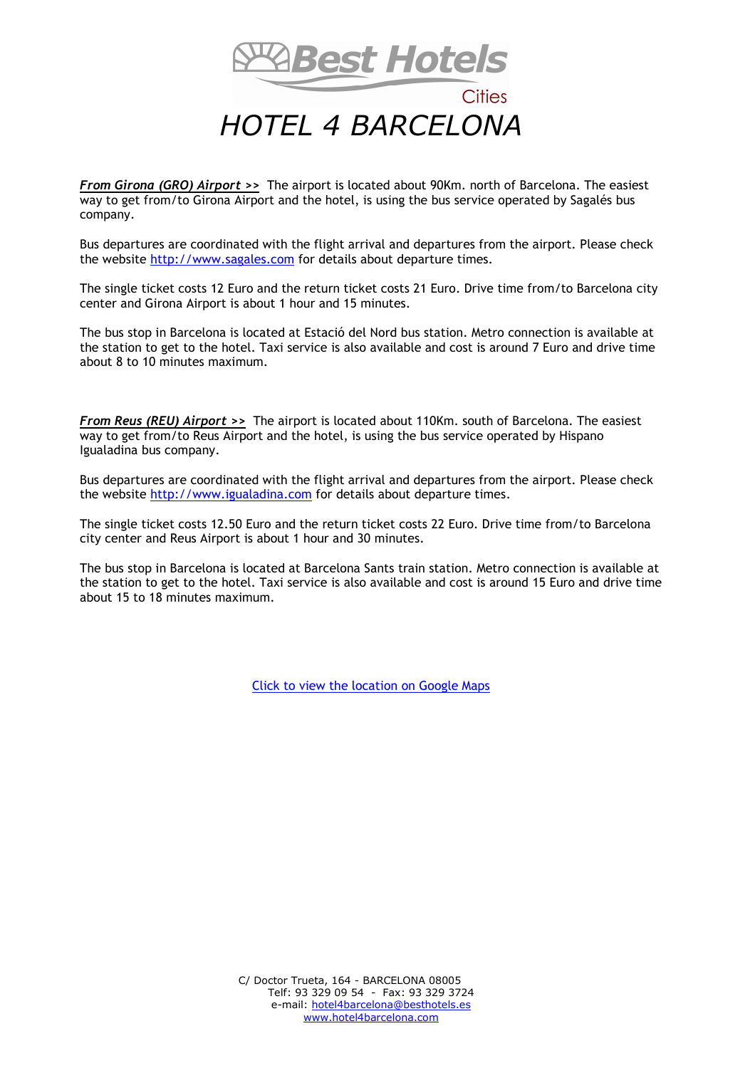# HOTEL 4 BARCELONA

***From Girona (GRO) Airport >>*** The airport is located about 90Km. north of Barcelona. The easiest way to get from/to Girona Airport and the hotel, is using the bus service operated by Sagalés bus company.

Bus departures are coordinated with the flight arrival and departures from the airport. Please check the website http://www.sagales.com for details about departure times.

The single ticket costs 12 Euro and the return ticket costs 21 Euro. Drive time from/to Barcelona city center and Girona Airport is about 1 hour and 15 minutes.

The bus stop in Barcelona is located at Estació del Nord bus station. Metro connection is available at the station to get to the hotel. Taxi service is also available and cost is around 7 Euro and drive time about 8 to 10 minutes maximum.

***From Reus (REU) Airport >>*** The airport is located about 110Km. south of Barcelona. The easiest way to get from/to Reus Airport and the hotel, is using the bus service operated by Hispano Igualadina bus company.

Bus departures are coordinated with the flight arrival and departures from the airport. Please check the website http://www.igualadina.com for details about departure times.

The single ticket costs 12.50 Euro and the return ticket costs 22 Euro. Drive time from/to Barcelona city center and Reus Airport is about 1 hour and 30 minutes.

The bus stop in Barcelona is located at Barcelona Sants train station. Metro connection is available at the station to get to the hotel. Taxi service is also available and cost is around 15 Euro and drive time about 15 to 18 minutes maximum.

Click to view the location on Google Maps

C/ Doctor Trueta, 164 - BARCELONA 08005
Telf: 93 329 09 54 - Fax: 93 329 3724
e-mail: hotel4barcelona@besthotels.es
www.hotel4barcelona.com